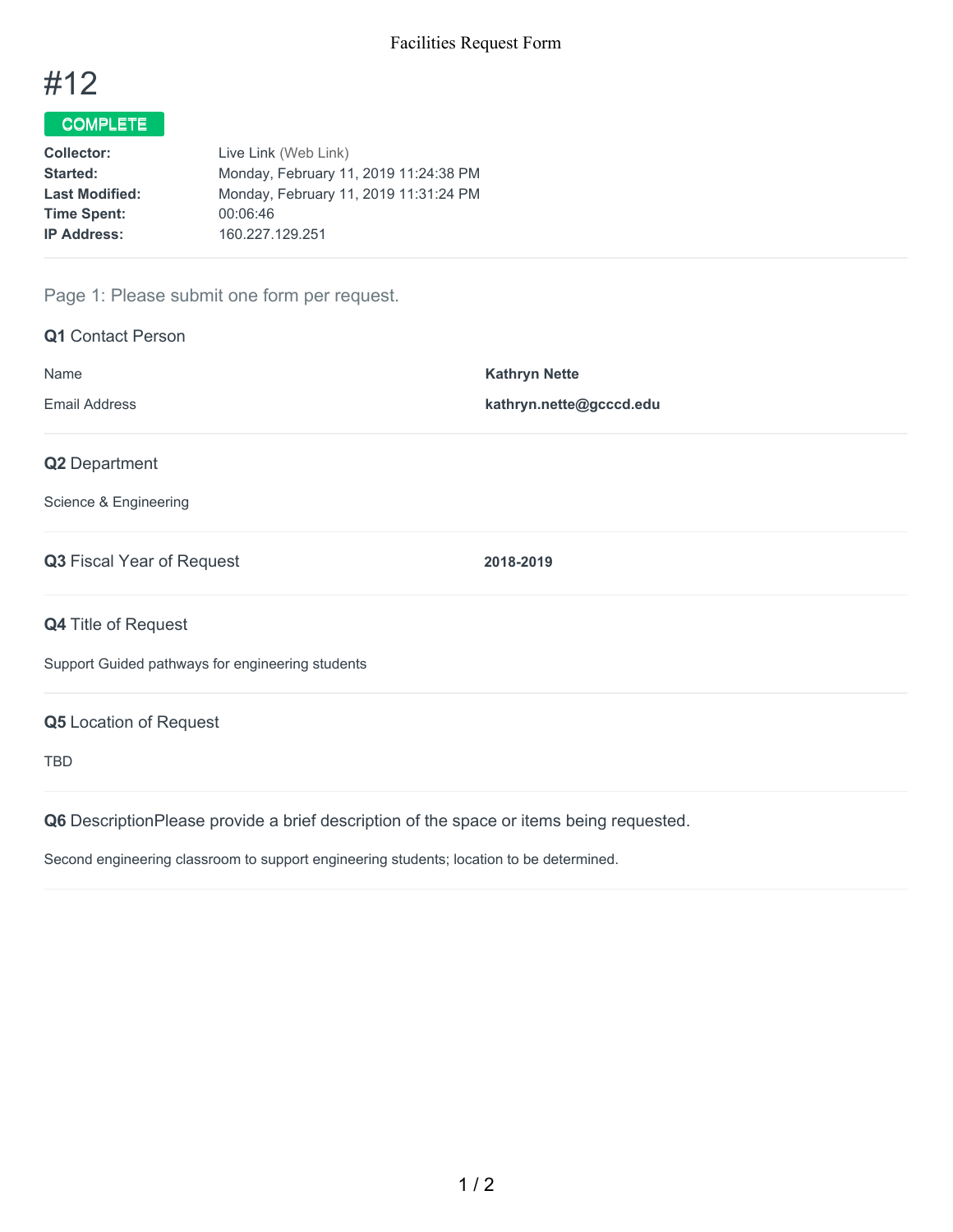Facilities Request Form

# #12

**COMPLETE**

| | |
|---|---|
| **Collector:** | Live Link (Web Link) |
| **Started:** | Monday, February 11, 2019 11:24:38 PM |
| **Last Modified:** | Monday, February 11, 2019 11:31:24 PM |
| **Time Spent:** | 00:06:46 |
| **IP Address:** | 160.227.129.251 |

## Page 1: Please submit one form per request.

### Q1 Contact Person

| | |
|---|---|
| Name | **Kathryn Nette** |
| Email Address | **kathryn.nette@gcccd.edu** |

### Q2 Department

Science & Engineering

### Q3 Fiscal Year of Request

**2018-2019**

### Q4 Title of Request

Support Guided pathways for engineering students

### Q5 Location of Request

TBD

### Q6 DescriptionPlease provide a brief description of the space or items being requested.

Second engineering classroom to support engineering students; location to be determined.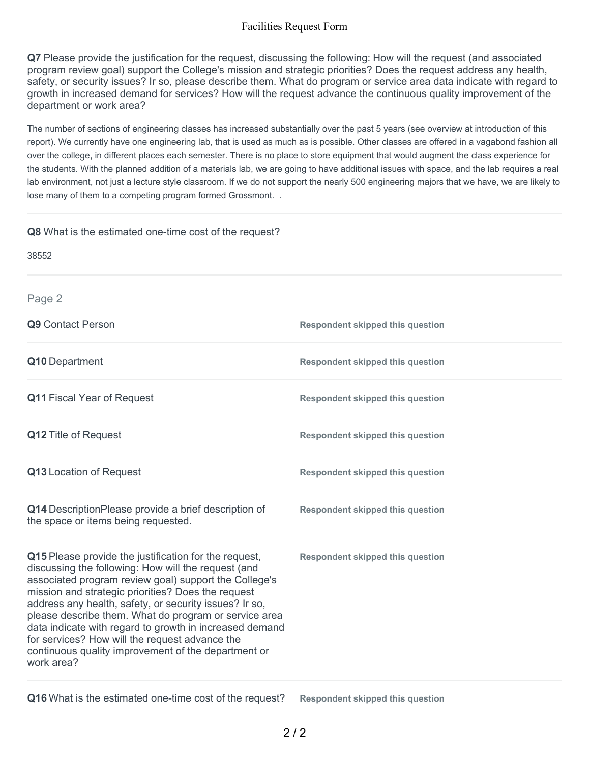**Q7** Please provide the justification for the request, discussing the following: How will the request (and associated program review goal) support the College's mission and strategic priorities? Does the request address any health, safety, or security issues? Ir so, please describe them. What do program or service area data indicate with regard to growth in increased demand for services? How will the request advance the continuous quality improvement of the department or work area?

The number of sections of engineering classes has increased substantially over the past 5 years (see overview at introduction of this report). We currently have one engineering lab, that is used as much as is possible. Other classes are offered in a vagabond fashion all over the college, in different places each semester. There is no place to store equipment that would augment the class experience for the students. With the planned addition of a materials lab, we are going to have additional issues with space, and the lab requires a real lab environment, not just a lecture style classroom. If we do not support the nearly 500 engineering majors that we have, we are likely to lose many of them to a competing program formed Grossmont. .

**Q8** What is the estimated one-time cost of the request?

38552

Page 2

| | |
| --- | --- |
| **Q9** Contact Person | Respondent skipped this question |
| **Q10** Department | Respondent skipped this question |
| **Q11** Fiscal Year of Request | Respondent skipped this question |
| **Q12** Title of Request | Respondent skipped this question |
| **Q13** Location of Request | Respondent skipped this question |
| **Q14** DescriptionPlease provide a brief description of the space or items being requested. | Respondent skipped this question |
| **Q15** Please provide the justification for the request, discussing the following: How will the request (and associated program review goal) support the College's mission and strategic priorities? Does the request address any health, safety, or security issues? Ir so, please describe them. What do program or service area data indicate with regard to growth in increased demand for services? How will the request advance the continuous quality improvement of the department or work area? | Respondent skipped this question |
| **Q16** What is the estimated one-time cost of the request? | Respondent skipped this question |